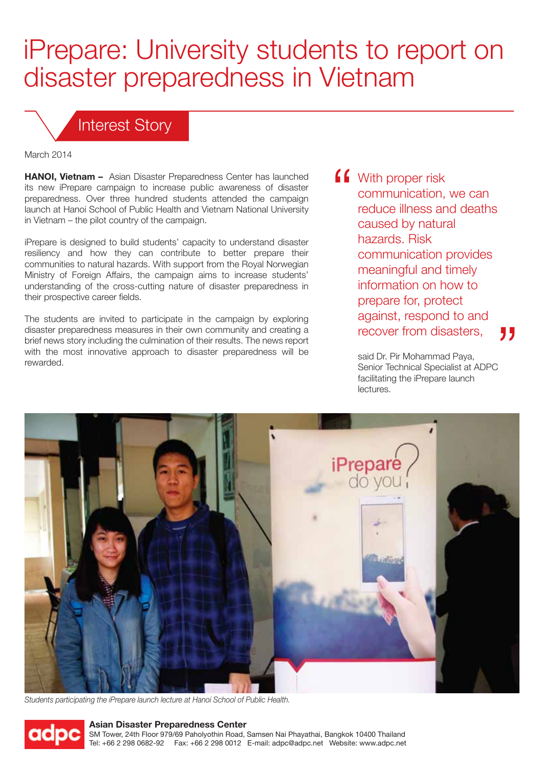# iPrepare: University students to report on disaster preparedness in Vietnam

## Interest Story

March 2014

**HANOI, Vietnam –** Asian Disaster Preparedness Center has launched its new iPrepare campaign to increase public awareness of disaster preparedness. Over three hundred students attended the campaign launch at Hanoi School of Public Health and Vietnam National University in Vietnam – the pilot country of the campaign.

iPrepare is designed to build students' capacity to understand disaster resiliency and how they can contribute to better prepare their communities to natural hazards. With support from the Royal Norwegian Ministry of Foreign Affairs, the campaign aims to increase students' understanding of the cross-cutting nature of disaster preparedness in their prospective career fields.

The students are invited to participate in the campaign by exploring disaster preparedness measures in their own community and creating a brief news story including the culmination of their results. The news report with the most innovative approach to disaster preparedness will be rewarded.

> "With proper risk communication, we can reduce illness and deaths caused by natural hazards. Risk communication provides meaningful and timely information on how to prepare for, protect against, respond to and recover from disasters,"

said Dr. Pir Mohammad Paya, Senior Technical Specialist at ADPC facilitating the iPrepare launch lectures.

*Students participating the iPrepare launch lecture at Hanoi School of Public Health.*

**Asian Disaster Preparedness Center**
SM Tower, 24th Floor 979/69 Paholyothin Road, Samsen Nai Phayathai, Bangkok 10400 Thailand
Tel: +66 2 298 0682-92 Fax: +66 2 298 0012 E-mail: adpc@adpc.net Website: www.adpc.net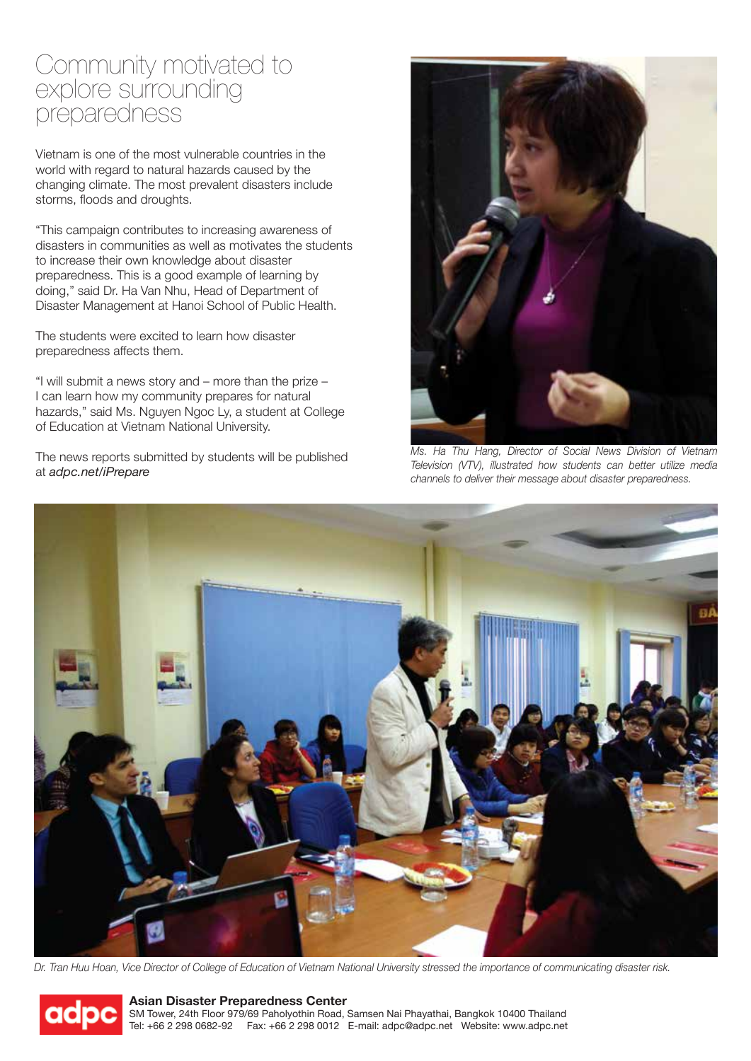# Community motivated to explore surrounding preparedness

Vietnam is one of the most vulnerable countries in the world with regard to natural hazards caused by the changing climate. The most prevalent disasters include storms, floods and droughts.

"This campaign contributes to increasing awareness of disasters in communities as well as motivates the students to increase their own knowledge about disaster preparedness. This is a good example of learning by doing," said Dr. Ha Van Nhu, Head of Department of Disaster Management at Hanoi School of Public Health.

The students were excited to learn how disaster preparedness affects them.

"I will submit a news story and – more than the prize – I can learn how my community prepares for natural hazards," said Ms. Nguyen Ngoc Ly, a student at College of Education at Vietnam National University.

The news reports submitted by students will be published at *adpc.net/iPrepare*

*Ms. Ha Thu Hang, Director of Social News Division of Vietnam Television (VTV), illustrated how students can better utilize media channels to deliver their message about disaster preparedness.*

*Dr. Tran Huu Hoan, Vice Director of College of Education of Vietnam National University stressed the importance of communicating disaster risk.*

**Asian Disaster Preparedness Center**
SM Tower, 24th Floor 979/69 Paholyothin Road, Samsen Nai Phayathai, Bangkok 10400 Thailand
Tel: +66 2 298 0682-92 Fax: +66 2 298 0012 E-mail: adpc@adpc.net Website: www.adpc.net